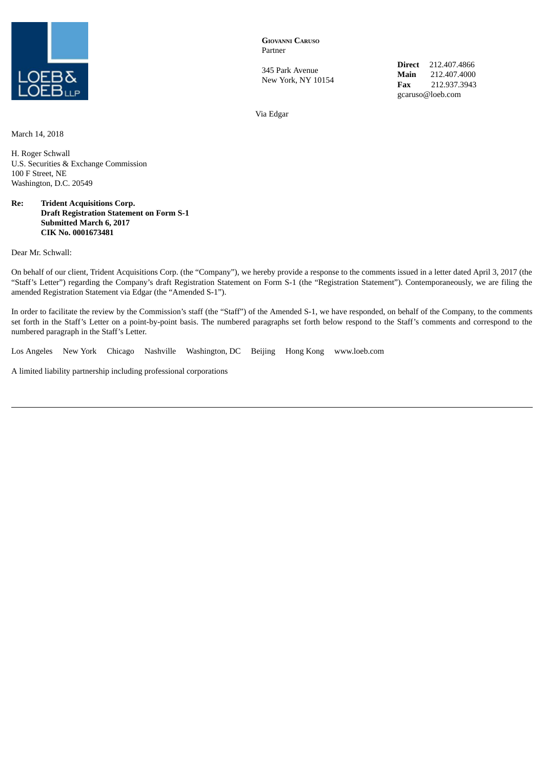LOEB & LOEB LLP

**Giovanni Caruso**
Partner

345 Park Avenue
New York, NY 10154

**Direct** 212.407.4866
**Main** 212.407.4000
**Fax** 212.937.3943
gcaruso@loeb.com

Via Edgar

March 14, 2018

H. Roger Schwall
U.S. Securities & Exchange Commission
100 F Street, NE
Washington, D.C. 20549

**Re: Trident Acquisitions Corp.**
**Draft Registration Statement on Form S-1**
**Submitted March 6, 2017**
**CIK No. 0001673481**

Dear Mr. Schwall:

On behalf of our client, Trident Acquisitions Corp. (the "Company"), we hereby provide a response to the comments issued in a letter dated April 3, 2017 (the "Staff's Letter") regarding the Company's draft Registration Statement on Form S-1 (the "Registration Statement"). Contemporaneously, we are filing the amended Registration Statement via Edgar (the "Amended S-1").

In order to facilitate the review by the Commission's staff (the "Staff") of the Amended S-1, we have responded, on behalf of the Company, to the comments set forth in the Staff's Letter on a point-by-point basis. The numbered paragraphs set forth below respond to the Staff's comments and correspond to the numbered paragraph in the Staff's Letter.

Los Angeles New York Chicago Nashville Washington, DC Beijing Hong Kong www.loeb.com

A limited liability partnership including professional corporations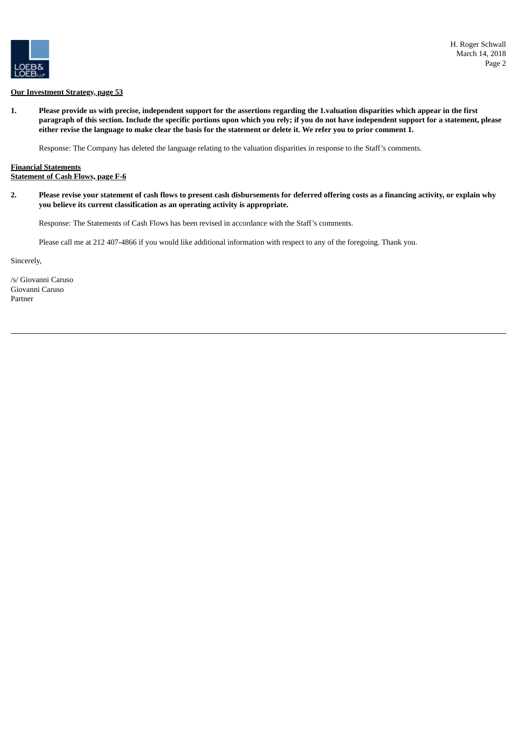**Our Investment Strategy, page 53**

1. **Please provide us with precise, independent support for the assertions regarding the 1.valuation disparities which appear in the first paragraph of this section. Include the specific portions upon which you rely; if you do not have independent support for a statement, please either revise the language to make clear the basis for the statement or delete it. We refer you to prior comment 1.**

   Response: The Company has deleted the language relating to the valuation disparities in response to the Staff's comments.

**Financial Statements**
**Statement of Cash Flows, page F-6**

2. **Please revise your statement of cash flows to present cash disbursements for deferred offering costs as a financing activity, or explain why you believe its current classification as an operating activity is appropriate.**

   Response: The Statements of Cash Flows has been revised in accordance with the Staff's comments.

   Please call me at 212 407-4866 if you would like additional information with respect to any of the foregoing. Thank you.

Sincerely,

/s/ Giovanni Caruso
Giovanni Caruso
Partner